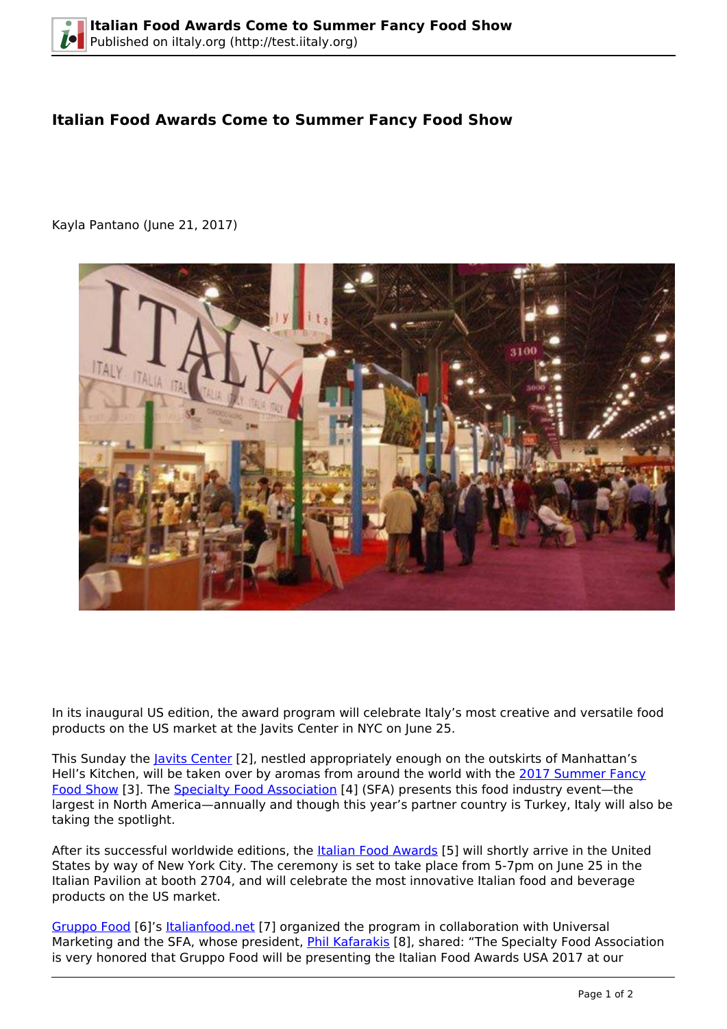# Italian Food Awards Come to Summer Fancy Food Show

Kayla Pantano (June 21, 2017)

In its inaugural US edition, the award program will celebrate Italy's most creative and versatile food products on the US market at the Javits Center in NYC on June 25.

This Sunday the Javits Center [2], nestled appropriately enough on the outskirts of Manhattan's Hell's Kitchen, will be taken over by aromas from around the world with the 2017 Summer Fancy Food Show [3]. The Specialty Food Association [4] (SFA) presents this food industry event—the largest in North America—annually and though this year's partner country is Turkey, Italy will also be taking the spotlight.

After its successful worldwide editions, the Italian Food Awards [5] will shortly arrive in the United States by way of New York City. The ceremony is set to take place from 5-7pm on June 25 in the Italian Pavilion at booth 2704, and will celebrate the most innovative Italian food and beverage products on the US market.

Gruppo Food [6]'s Italianfood.net [7] organized the program in collaboration with Universal Marketing and the SFA, whose president, Phil Kafarakis [8], shared: "The Specialty Food Association is very honored that Gruppo Food will be presenting the Italian Food Awards USA 2017 at our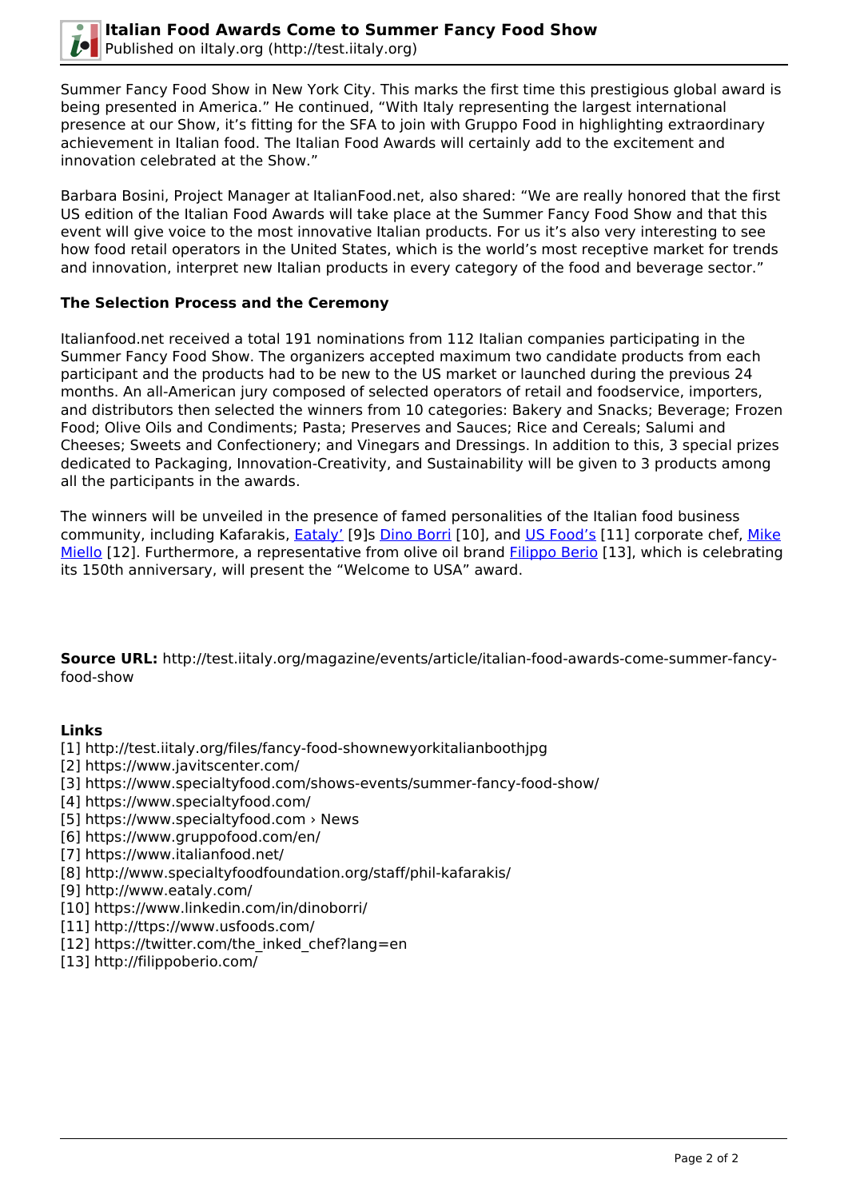Summer Fancy Food Show in New York City. This marks the first time this prestigious global award is being presented in America." He continued, "With Italy representing the largest international presence at our Show, it's fitting for the SFA to join with Gruppo Food in highlighting extraordinary achievement in Italian food. The Italian Food Awards will certainly add to the excitement and innovation celebrated at the Show."

Barbara Bosini, Project Manager at ItalianFood.net, also shared: "We are really honored that the first US edition of the Italian Food Awards will take place at the Summer Fancy Food Show and that this event will give voice to the most innovative Italian products. For us it's also very interesting to see how food retail operators in the United States, which is the world's most receptive market for trends and innovation, interpret new Italian products in every category of the food and beverage sector."

**The Selection Process and the Ceremony**

Italianfood.net received a total 191 nominations from 112 Italian companies participating in the Summer Fancy Food Show. The organizers accepted maximum two candidate products from each participant and the products had to be new to the US market or launched during the previous 24 months. An all-American jury composed of selected operators of retail and foodservice, importers, and distributors then selected the winners from 10 categories: Bakery and Snacks; Beverage; Frozen Food; Olive Oils and Condiments; Pasta; Preserves and Sauces; Rice and Cereals; Salumi and Cheeses; Sweets and Confectionery; and Vinegars and Dressings. In addition to this, 3 special prizes dedicated to Packaging, Innovation-Creativity, and Sustainability will be given to 3 products among all the participants in the awards.

The winners will be unveiled in the presence of famed personalities of the Italian food business community, including Kafarakis, Eataly' [9]s Dino Borri [10], and US Food's [11] corporate chef, Mike Miello [12]. Furthermore, a representative from olive oil brand Filippo Berio [13], which is celebrating its 150th anniversary, will present the "Welcome to USA" award.

**Source URL:** http://test.iitaly.org/magazine/events/article/italian-food-awards-come-summer-fancy-food-show

**Links**
[1] http://test.iitaly.org/files/fancy-food-shownewyorkitalianboothjpg
[2] https://www.javitscenter.com/
[3] https://www.specialtyfood.com/shows-events/summer-fancy-food-show/
[4] https://www.specialtyfood.com/
[5] https://www.specialtyfood.com › News
[6] https://www.gruppofood.com/en/
[7] https://www.italianfood.net/
[8] http://www.specialtyfoodfoundation.org/staff/phil-kafarakis/
[9] http://www.eataly.com/
[10] https://www.linkedin.com/in/dinoborri/
[11] http://ttps://www.usfoods.com/
[12] https://twitter.com/the_inked_chef?lang=en
[13] http://filippoberio.com/